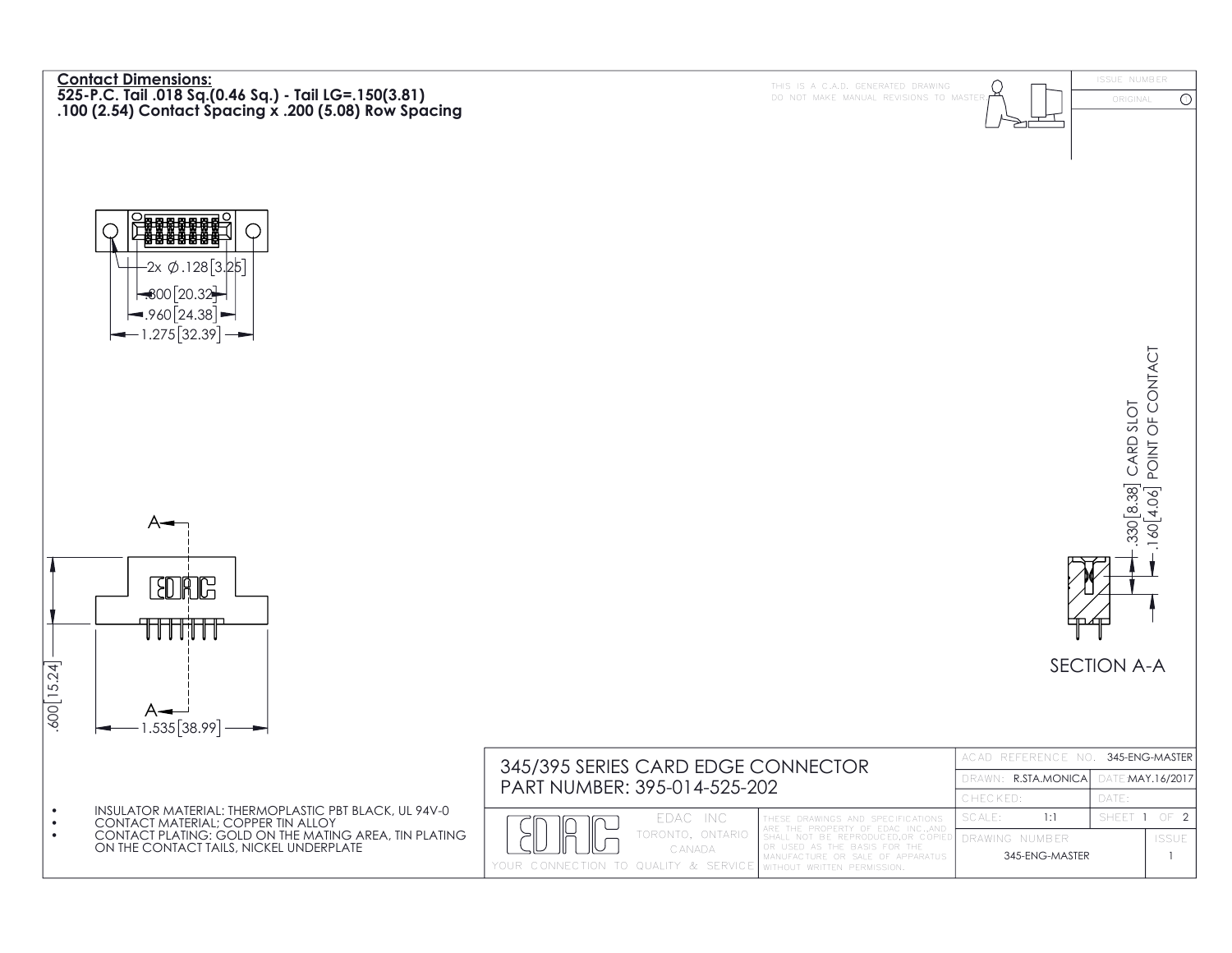**Contact Dimensions:**
**525-P.C. Tail .018 Sq.(0.46 Sq.) - Tail LG=.150(3.81)**
**.100 (2.54) Contact Spacing x .200 (5.08) Row Spacing**

THIS IS A C.A.D. GENERATED DRAWING
DO NOT MAKE MANUAL REVISIONS TO MASTER

| ISSUE NUMBER |
|---|
| ORIGINAL |

2x Ø.128[3.25]

.800[20.32]

.960[24.38]

1.275[32.39]

A

A

.600[15.24]

1.535[38.99]

.330[8.38] CARD SLOT

.160[4.06] POINT OF CONTACT

SECTION A-A

- INSULATOR MATERIAL: THERMOPLASTIC PBT BLACK, UL 94V-0
- CONTACT MATERIAL; COPPER TIN ALLOY
- CONTACT PLATING: GOLD ON THE MATING AREA, TIN PLATING ON THE CONTACT TAILS, NICKEL UNDERPLATE

345/395 SERIES CARD EDGE CONNECTOR
PART NUMBER: 395-014-525-202

EDAC INC
TORONTO, ONTARIO
CANADA
YOUR CONNECTION TO QUALITY & SERVICE

THESE DRAWINGS AND SPECIFICATIONS ARE THE PROPERTY OF EDAC INC.,AND SHALL NOT BE REPRODUCED,OR COPIED OR USED AS THE BASIS FOR THE MANUFACTURE OR SALE OF APPARATUS WITHOUT WRITTEN PERMISSION.

| ACAD REFERENCE NO. 345-ENG-MASTER | |
|---|---|
| DRAWN: R.STA.MONICA | DATE MAY.16/2017 |
| CHECKED: | DATE: |
| SCALE: 1:1 | SHEET 1 OF 2 |
| DRAWING NUMBER 345-ENG-MASTER | ISSUE 1 |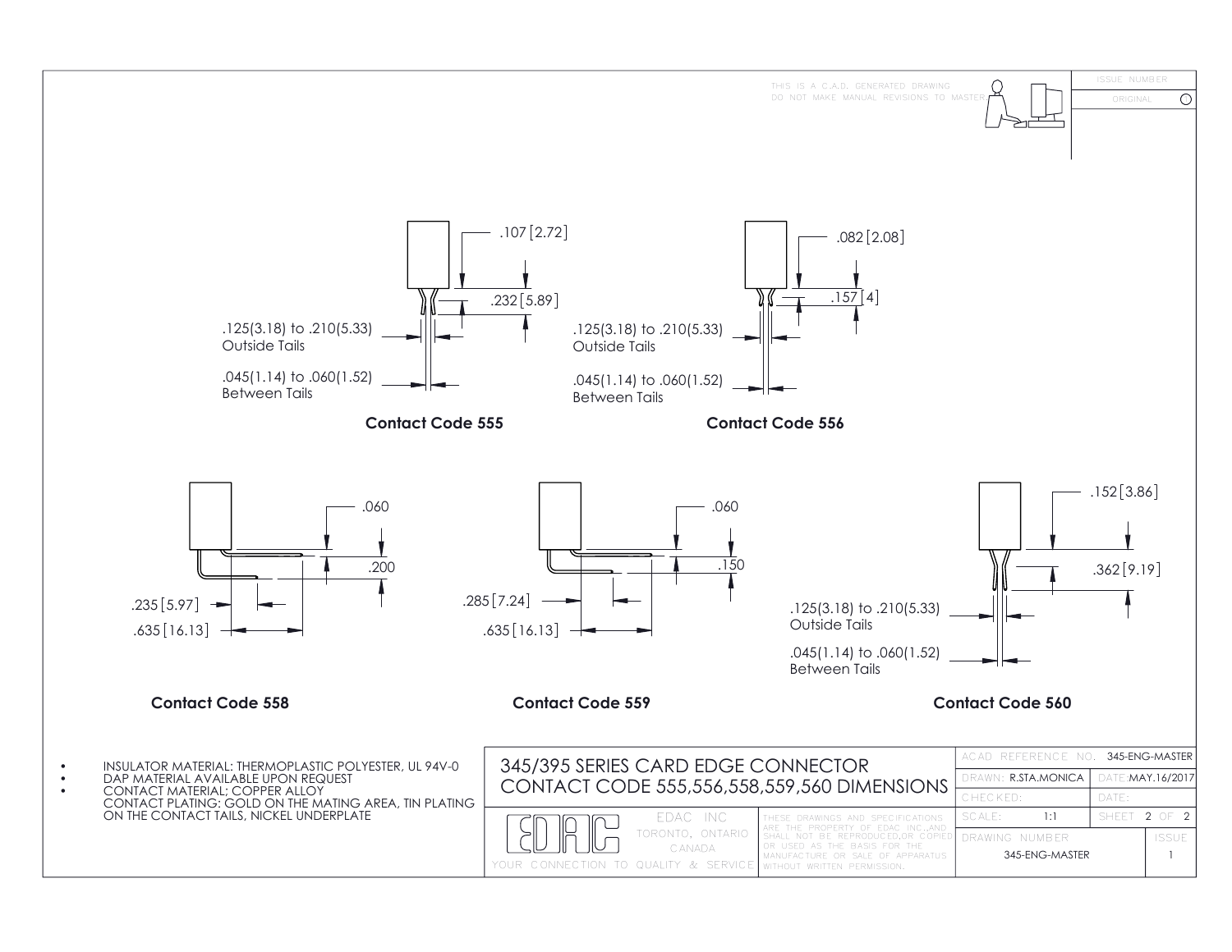THIS IS A C.A.D. GENERATED DRAWING
DO NOT MAKE MANUAL REVISIONS TO MASTER

ISSUE NUMBER
ORIGINAL

.107 [2.72]
.232 [5.89]
.125(3.18) to .210(5.33)
Outside Tails
.045(1.14) to .060(1.52)
Between Tails

**Contact Code 555**

.082 [2.08]
.157 [4]
.125(3.18) to .210(5.33)
Outside Tails
.045(1.14) to .060(1.52)
Between Tails

**Contact Code 556**

.060
.200
.235 [5.97]
.635 [16.13]

**Contact Code 558**

.060
.150
.285 [7.24]
.635 [16.13]

**Contact Code 559**

.152 [3.86]
.362 [9.19]
.125(3.18) to .210(5.33)
Outside Tails
.045(1.14) to .060(1.52)
Between Tails

**Contact Code 560**

- INSULATOR MATERIAL: THERMOPLASTIC POLYESTER, UL 94V-0
- DAP MATERIAL AVAILABLE UPON REQUEST
- CONTACT MATERIAL; COPPER ALLOY
  CONTACT PLATING: GOLD ON THE MATING AREA, TIN PLATING ON THE CONTACT TAILS, NICKEL UNDERPLATE

345/395 SERIES CARD EDGE CONNECTOR
CONTACT CODE 555,556,558,559,560 DIMENSIONS

EDAC INC
TORONTO, ONTARIO
CANADA
YOUR CONNECTION TO QUALITY & SERVICE

THESE DRAWINGS AND SPECIFICATIONS ARE THE PROPERTY OF EDAC INC.,AND SHALL NOT BE REPRODUCED,OR COPIED OR USED AS THE BASIS FOR THE MANUFACTURE OR SALE OF APPARATUS WITHOUT WRITTEN PERMISSION.

| | |
|---|---|
| ACAD REFERENCE NO. | 345-ENG-MASTER |
| DRAWN: R.STA.MONICA | DATE:MAY.16/2017 |
| CHECKED: | DATE: |
| SCALE: 1:1 | SHEET 2 OF 2 |
| DRAWING NUMBER: 345-ENG-MASTER | ISSUE: 1 |